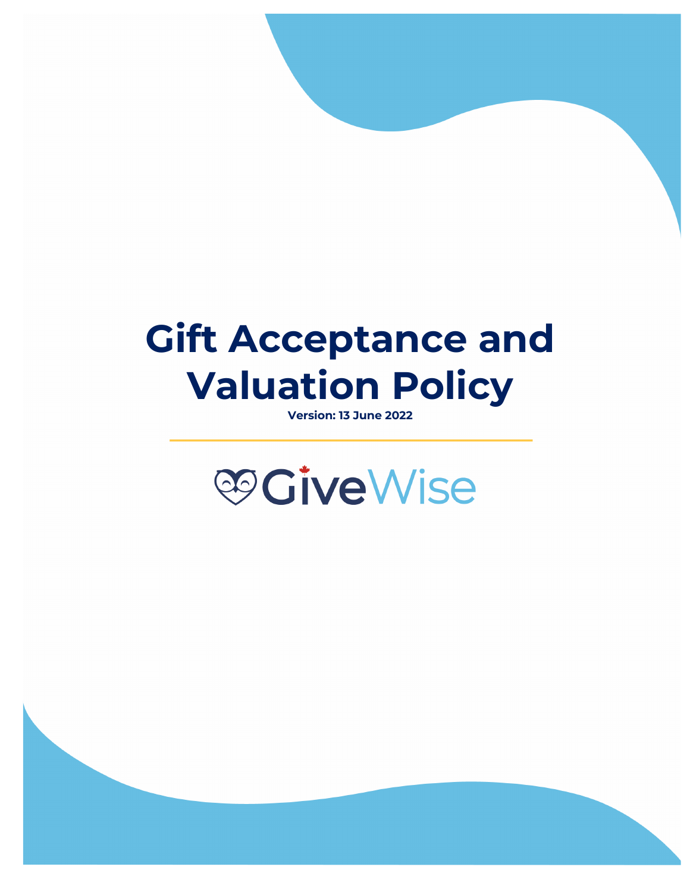# Gift Acceptance and Valuation Policy

**Version: 13 June 2022**

GiveWise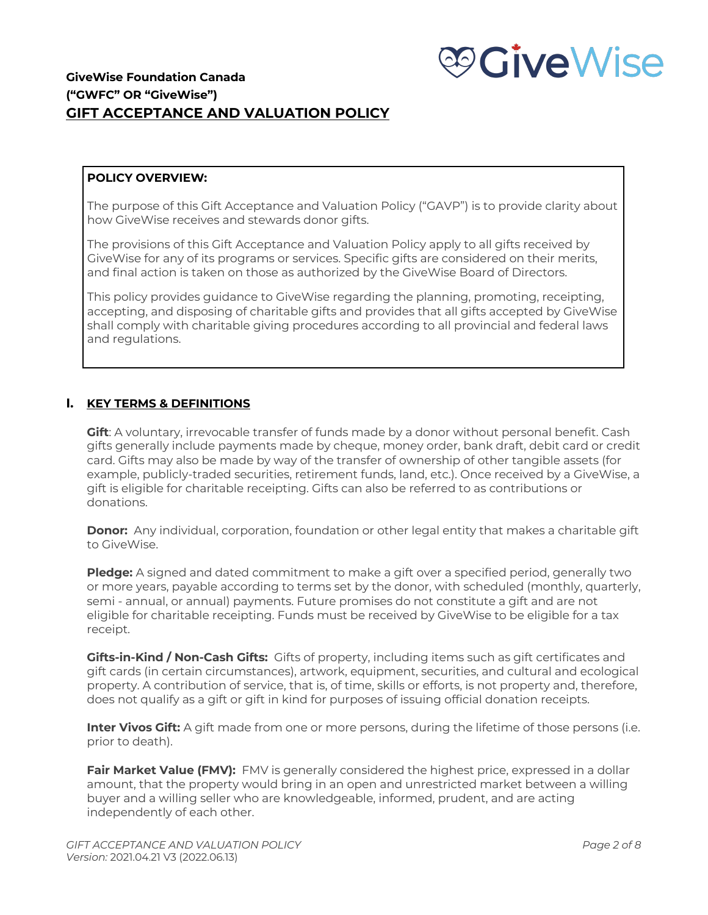**GiveWise Foundation Canada**
**("GWFC" OR "GiveWise")**

# GIFT ACCEPTANCE AND VALUATION POLICY

**POLICY OVERVIEW:**

The purpose of this Gift Acceptance and Valuation Policy ("GAVP") is to provide clarity about how GiveWise receives and stewards donor gifts.

The provisions of this Gift Acceptance and Valuation Policy apply to all gifts received by GiveWise for any of its programs or services. Specific gifts are considered on their merits, and final action is taken on those as authorized by the GiveWise Board of Directors.

This policy provides guidance to GiveWise regarding the planning, promoting, receipting, accepting, and disposing of charitable gifts and provides that all gifts accepted by GiveWise shall comply with charitable giving procedures according to all provincial and federal laws and regulations.

## I. KEY TERMS & DEFINITIONS

**Gift**: A voluntary, irrevocable transfer of funds made by a donor without personal benefit. Cash gifts generally include payments made by cheque, money order, bank draft, debit card or credit card. Gifts may also be made by way of the transfer of ownership of other tangible assets (for example, publicly-traded securities, retirement funds, land, etc.). Once received by a GiveWise, a gift is eligible for charitable receipting. Gifts can also be referred to as contributions or donations.

**Donor:** Any individual, corporation, foundation or other legal entity that makes a charitable gift to GiveWise.

**Pledge:** A signed and dated commitment to make a gift over a specified period, generally two or more years, payable according to terms set by the donor, with scheduled (monthly, quarterly, semi - annual, or annual) payments. Future promises do not constitute a gift and are not eligible for charitable receipting. Funds must be received by GiveWise to be eligible for a tax receipt.

**Gifts-in-Kind / Non-Cash Gifts:** Gifts of property, including items such as gift certificates and gift cards (in certain circumstances), artwork, equipment, securities, and cultural and ecological property. A contribution of service, that is, of time, skills or efforts, is not property and, therefore, does not qualify as a gift or gift in kind for purposes of issuing official donation receipts.

**Inter Vivos Gift:** A gift made from one or more persons, during the lifetime of those persons (i.e. prior to death).

**Fair Market Value (FMV):** FMV is generally considered the highest price, expressed in a dollar amount, that the property would bring in an open and unrestricted market between a willing buyer and a willing seller who are knowledgeable, informed, prudent, and are acting independently of each other.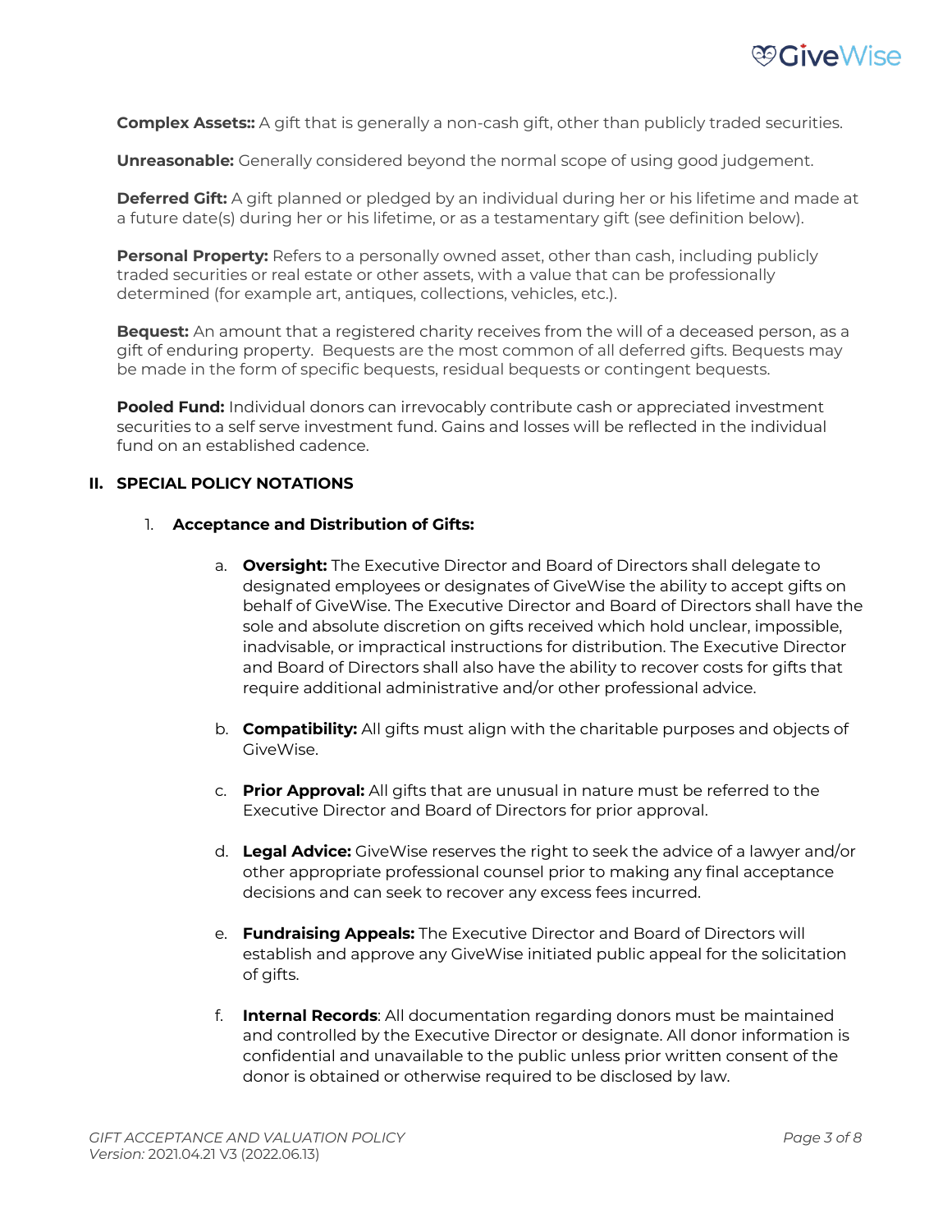**Complex Assets::** A gift that is generally a non-cash gift, other than publicly traded securities.

**Unreasonable:** Generally considered beyond the normal scope of using good judgement.

**Deferred Gift:** A gift planned or pledged by an individual during her or his lifetime and made at a future date(s) during her or his lifetime, or as a testamentary gift (see definition below).

**Personal Property:** Refers to a personally owned asset, other than cash, including publicly traded securities or real estate or other assets, with a value that can be professionally determined (for example art, antiques, collections, vehicles, etc.).

**Bequest:** An amount that a registered charity receives from the will of a deceased person, as a gift of enduring property. Bequests are the most common of all deferred gifts. Bequests may be made in the form of specific bequests, residual bequests or contingent bequests.

**Pooled Fund:** Individual donors can irrevocably contribute cash or appreciated investment securities to a self serve investment fund. Gains and losses will be reflected in the individual fund on an established cadence.

## II. SPECIAL POLICY NOTATIONS

### 1. Acceptance and Distribution of Gifts:

a. **Oversight:** The Executive Director and Board of Directors shall delegate to designated employees or designates of GiveWise the ability to accept gifts on behalf of GiveWise. The Executive Director and Board of Directors shall have the sole and absolute discretion on gifts received which hold unclear, impossible, inadvisable, or impractical instructions for distribution. The Executive Director and Board of Directors shall also have the ability to recover costs for gifts that require additional administrative and/or other professional advice.

b. **Compatibility:** All gifts must align with the charitable purposes and objects of GiveWise.

c. **Prior Approval:** All gifts that are unusual in nature must be referred to the Executive Director and Board of Directors for prior approval.

d. **Legal Advice:** GiveWise reserves the right to seek the advice of a lawyer and/or other appropriate professional counsel prior to making any final acceptance decisions and can seek to recover any excess fees incurred.

e. **Fundraising Appeals:** The Executive Director and Board of Directors will establish and approve any GiveWise initiated public appeal for the solicitation of gifts.

f. **Internal Records**: All documentation regarding donors must be maintained and controlled by the Executive Director or designate. All donor information is confidential and unavailable to the public unless prior written consent of the donor is obtained or otherwise required to be disclosed by law.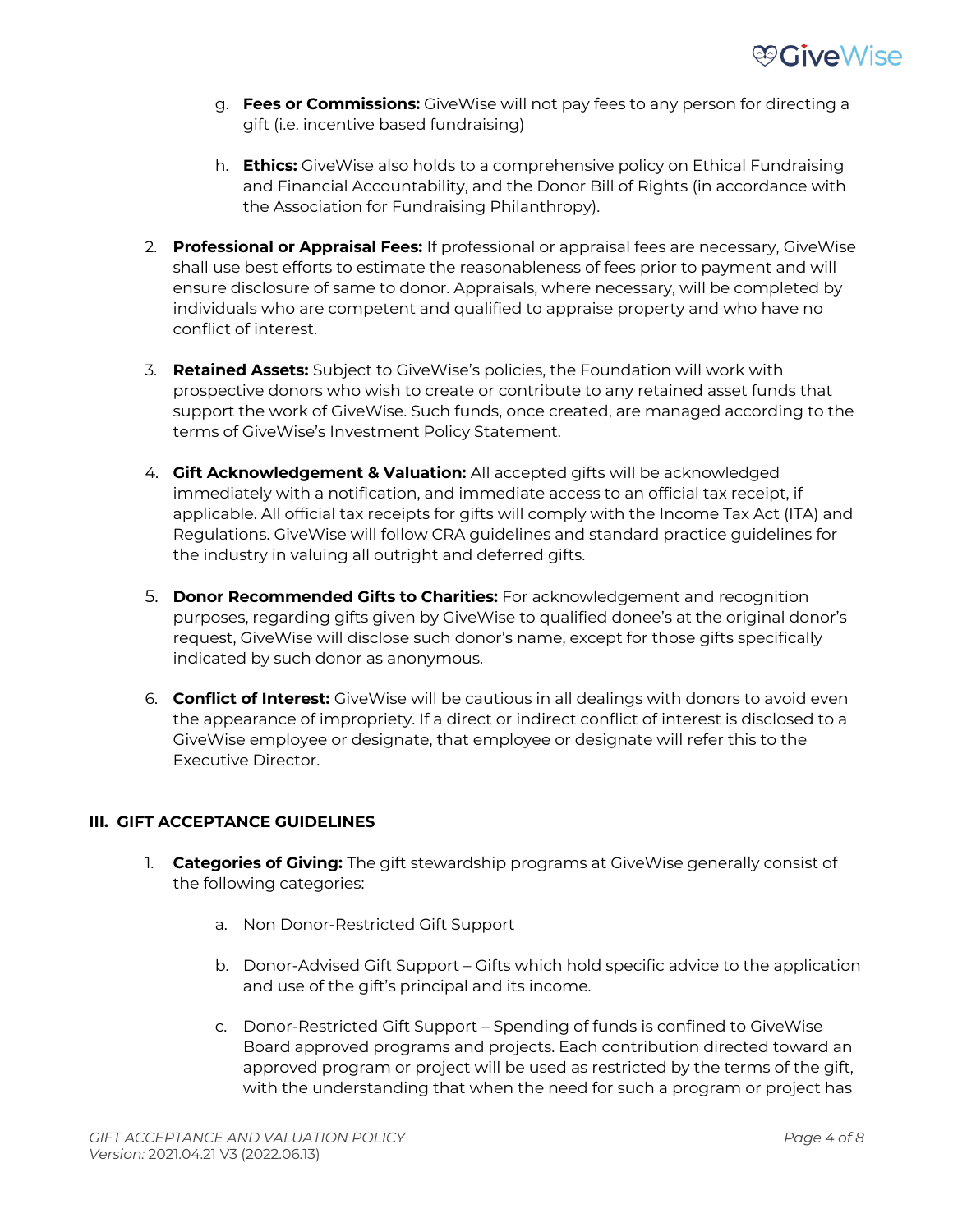g. **Fees or Commissions:** GiveWise will not pay fees to any person for directing a gift (i.e. incentive based fundraising)

   h. **Ethics:** GiveWise also holds to a comprehensive policy on Ethical Fundraising and Financial Accountability, and the Donor Bill of Rights (in accordance with the Association for Fundraising Philanthropy).

2. **Professional or Appraisal Fees:** If professional or appraisal fees are necessary, GiveWise shall use best efforts to estimate the reasonableness of fees prior to payment and will ensure disclosure of same to donor. Appraisals, where necessary, will be completed by individuals who are competent and qualified to appraise property and who have no conflict of interest.

3. **Retained Assets:** Subject to GiveWise's policies, the Foundation will work with prospective donors who wish to create or contribute to any retained asset funds that support the work of GiveWise. Such funds, once created, are managed according to the terms of GiveWise's Investment Policy Statement.

4. **Gift Acknowledgement & Valuation:** All accepted gifts will be acknowledged immediately with a notification, and immediate access to an official tax receipt, if applicable. All official tax receipts for gifts will comply with the Income Tax Act (ITA) and Regulations. GiveWise will follow CRA guidelines and standard practice guidelines for the industry in valuing all outright and deferred gifts.

5. **Donor Recommended Gifts to Charities:** For acknowledgement and recognition purposes, regarding gifts given by GiveWise to qualified donee's at the original donor's request, GiveWise will disclose such donor's name, except for those gifts specifically indicated by such donor as anonymous.

6. **Conflict of Interest:** GiveWise will be cautious in all dealings with donors to avoid even the appearance of impropriety. If a direct or indirect conflict of interest is disclosed to a GiveWise employee or designate, that employee or designate will refer this to the Executive Director.

## III. GIFT ACCEPTANCE GUIDELINES

1. **Categories of Giving:** The gift stewardship programs at GiveWise generally consist of the following categories:

   a. Non Donor-Restricted Gift Support

   b. Donor-Advised Gift Support – Gifts which hold specific advice to the application and use of the gift's principal and its income.

   c. Donor-Restricted Gift Support – Spending of funds is confined to GiveWise Board approved programs and projects. Each contribution directed toward an approved program or project will be used as restricted by the terms of the gift, with the understanding that when the need for such a program or project has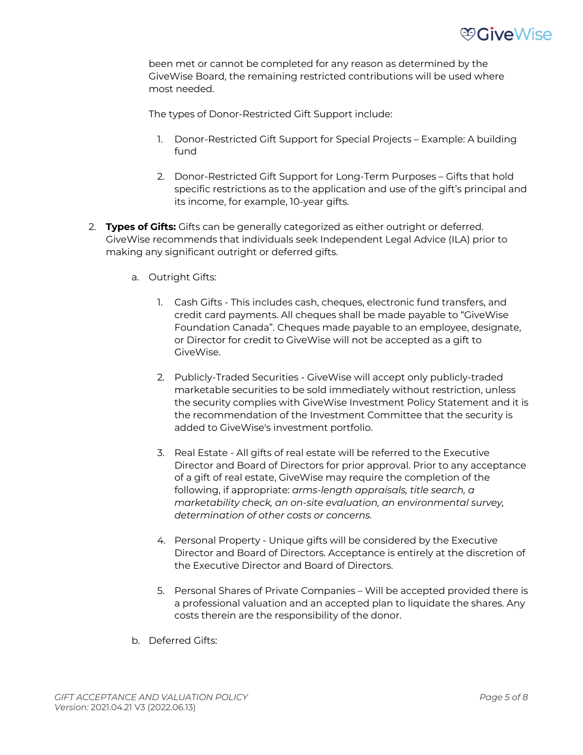been met or cannot be completed for any reason as determined by the GiveWise Board, the remaining restricted contributions will be used where most needed.

The types of Donor-Restricted Gift Support include:

1. Donor-Restricted Gift Support for Special Projects – Example: A building fund

2. Donor-Restricted Gift Support for Long-Term Purposes – Gifts that hold specific restrictions as to the application and use of the gift's principal and its income, for example, 10-year gifts.

2. **Types of Gifts:** Gifts can be generally categorized as either outright or deferred. GiveWise recommends that individuals seek Independent Legal Advice (ILA) prior to making any significant outright or deferred gifts.

   a. Outright Gifts:

      1. Cash Gifts - This includes cash, cheques, electronic fund transfers, and credit card payments. All cheques shall be made payable to "GiveWise Foundation Canada". Cheques made payable to an employee, designate, or Director for credit to GiveWise will not be accepted as a gift to GiveWise.

      2. Publicly-Traded Securities - GiveWise will accept only publicly-traded marketable securities to be sold immediately without restriction, unless the security complies with GiveWise Investment Policy Statement and it is the recommendation of the Investment Committee that the security is added to GiveWise's investment portfolio.

      3. Real Estate - All gifts of real estate will be referred to the Executive Director and Board of Directors for prior approval. Prior to any acceptance of a gift of real estate, GiveWise may require the completion of the following, if appropriate: *arms-length appraisals, title search, a marketability check, an on-site evaluation, an environmental survey, determination of other costs or concerns.*

      4. Personal Property - Unique gifts will be considered by the Executive Director and Board of Directors. Acceptance is entirely at the discretion of the Executive Director and Board of Directors.

      5. Personal Shares of Private Companies – Will be accepted provided there is a professional valuation and an accepted plan to liquidate the shares. Any costs therein are the responsibility of the donor.

   b. Deferred Gifts: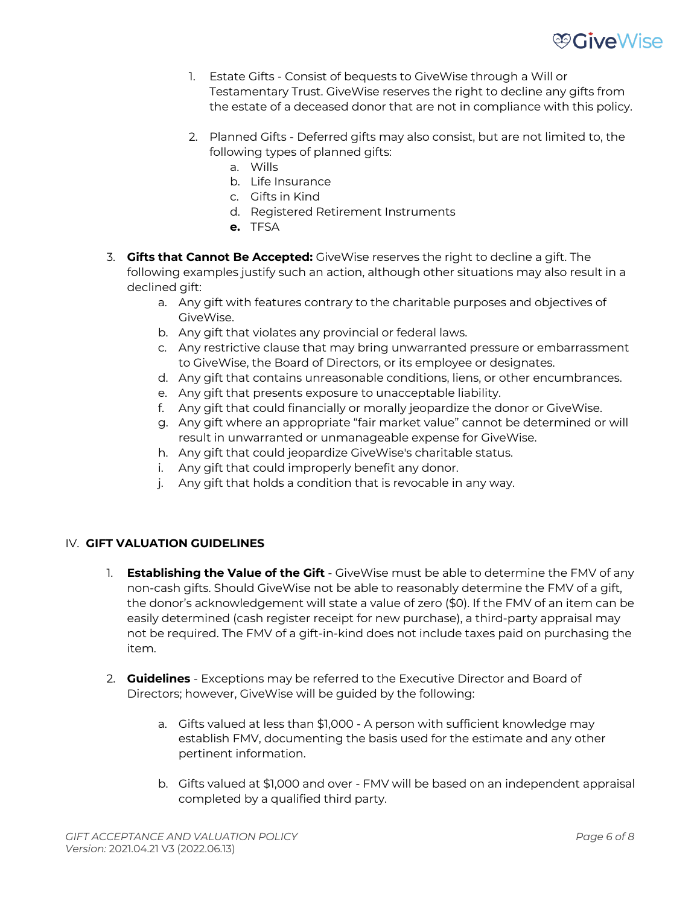1. Estate Gifts - Consist of bequests to GiveWise through a Will or Testamentary Trust. GiveWise reserves the right to decline any gifts from the estate of a deceased donor that are not in compliance with this policy.

2. Planned Gifts - Deferred gifts may also consist, but are not limited to, the following types of planned gifts:
   a. Wills
   b. Life Insurance
   c. Gifts in Kind
   d. Registered Retirement Instruments
   **e.** TFSA

3. **Gifts that Cannot Be Accepted:** GiveWise reserves the right to decline a gift. The following examples justify such an action, although other situations may also result in a declined gift:
   a. Any gift with features contrary to the charitable purposes and objectives of GiveWise.
   b. Any gift that violates any provincial or federal laws.
   c. Any restrictive clause that may bring unwarranted pressure or embarrassment to GiveWise, the Board of Directors, or its employee or designates.
   d. Any gift that contains unreasonable conditions, liens, or other encumbrances.
   e. Any gift that presents exposure to unacceptable liability.
   f. Any gift that could financially or morally jeopardize the donor or GiveWise.
   g. Any gift where an appropriate "fair market value" cannot be determined or will result in unwarranted or unmanageable expense for GiveWise.
   h. Any gift that could jeopardize GiveWise's charitable status.
   i. Any gift that could improperly benefit any donor.
   j. Any gift that holds a condition that is revocable in any way.

## IV. GIFT VALUATION GUIDELINES

1. **Establishing the Value of the Gift** - GiveWise must be able to determine the FMV of any non-cash gifts. Should GiveWise not be able to reasonably determine the FMV of a gift, the donor's acknowledgement will state a value of zero ($0). If the FMV of an item can be easily determined (cash register receipt for new purchase), a third-party appraisal may not be required. The FMV of a gift-in-kind does not include taxes paid on purchasing the item.

2. **Guidelines** - Exceptions may be referred to the Executive Director and Board of Directors; however, GiveWise will be guided by the following:

   a. Gifts valued at less than $1,000 - A person with sufficient knowledge may establish FMV, documenting the basis used for the estimate and any other pertinent information.

   b. Gifts valued at $1,000 and over - FMV will be based on an independent appraisal completed by a qualified third party.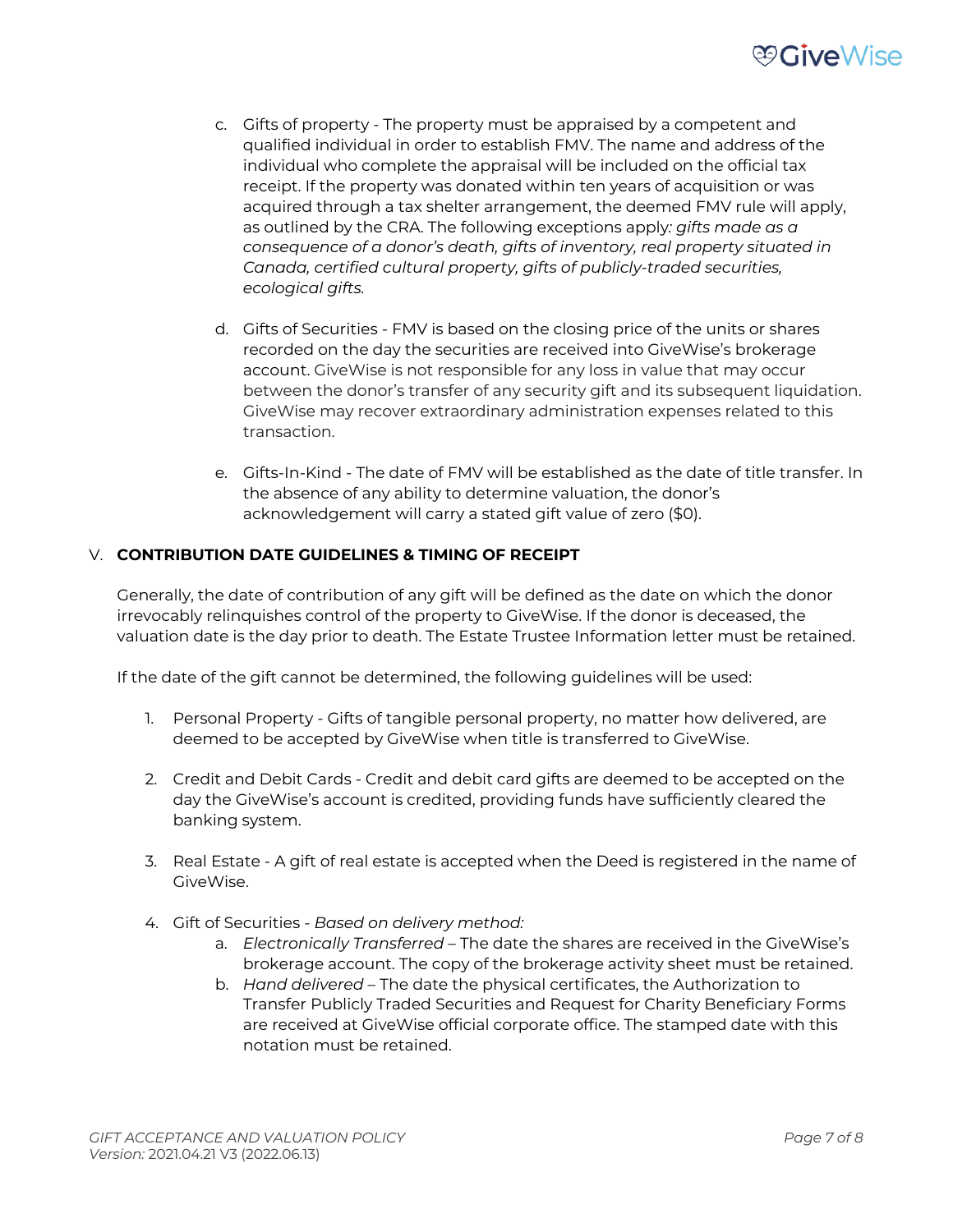c. Gifts of property - The property must be appraised by a competent and qualified individual in order to establish FMV. The name and address of the individual who complete the appraisal will be included on the official tax receipt. If the property was donated within ten years of acquisition or was acquired through a tax shelter arrangement, the deemed FMV rule will apply, as outlined by the CRA. The following exceptions apply*: gifts made as a consequence of a donor's death, gifts of inventory, real property situated in Canada, certified cultural property, gifts of publicly-traded securities, ecological gifts.*

d. Gifts of Securities - FMV is based on the closing price of the units or shares recorded on the day the securities are received into GiveWise's brokerage account. GiveWise is not responsible for any loss in value that may occur between the donor's transfer of any security gift and its subsequent liquidation. GiveWise may recover extraordinary administration expenses related to this transaction.

e. Gifts-In-Kind - The date of FMV will be established as the date of title transfer. In the absence of any ability to determine valuation, the donor's acknowledgement will carry a stated gift value of zero ($0).

## V. CONTRIBUTION DATE GUIDELINES & TIMING OF RECEIPT

Generally, the date of contribution of any gift will be defined as the date on which the donor irrevocably relinquishes control of the property to GiveWise. If the donor is deceased, the valuation date is the day prior to death. The Estate Trustee Information letter must be retained.

If the date of the gift cannot be determined, the following guidelines will be used:

1. Personal Property - Gifts of tangible personal property, no matter how delivered, are deemed to be accepted by GiveWise when title is transferred to GiveWise.

2. Credit and Debit Cards - Credit and debit card gifts are deemed to be accepted on the day the GiveWise's account is credited, providing funds have sufficiently cleared the banking system.

3. Real Estate - A gift of real estate is accepted when the Deed is registered in the name of GiveWise.

4. Gift of Securities - *Based on delivery method:*
   a. *Electronically Transferred* – The date the shares are received in the GiveWise's brokerage account. The copy of the brokerage activity sheet must be retained.
   b. *Hand delivered* – The date the physical certificates, the Authorization to Transfer Publicly Traded Securities and Request for Charity Beneficiary Forms are received at GiveWise official corporate office. The stamped date with this notation must be retained.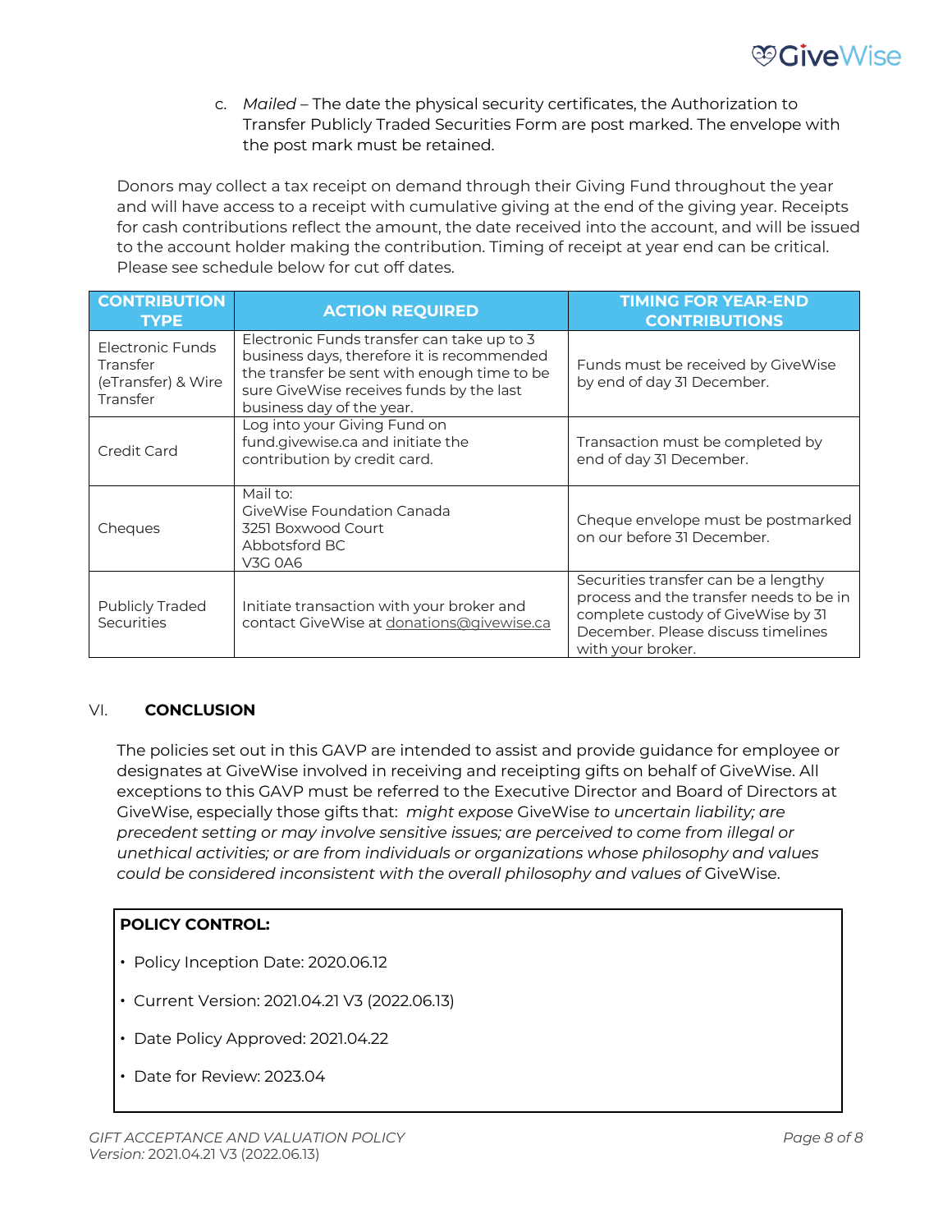c. *Mailed* – The date the physical security certificates, the Authorization to Transfer Publicly Traded Securities Form are post marked. The envelope with the post mark must be retained.

Donors may collect a tax receipt on demand through their Giving Fund throughout the year and will have access to a receipt with cumulative giving at the end of the giving year. Receipts for cash contributions reflect the amount, the date received into the account, and will be issued to the account holder making the contribution. Timing of receipt at year end can be critical. Please see schedule below for cut off dates.

| CONTRIBUTION TYPE | ACTION REQUIRED | TIMING FOR YEAR-END CONTRIBUTIONS |
|---|---|---|
| Electronic Funds Transfer (eTransfer) & Wire Transfer | Electronic Funds transfer can take up to 3 business days, therefore it is recommended the transfer be sent with enough time to be sure GiveWise receives funds by the last business day of the year. | Funds must be received by GiveWise by end of day 31 December. |
| Credit Card | Log into your Giving Fund on fund.givewise.ca and initiate the contribution by credit card. | Transaction must be completed by end of day 31 December. |
| Cheques | Mail to:<br>GiveWise Foundation Canada<br>3251 Boxwood Court<br>Abbotsford BC<br>V3G 0A6 | Cheque envelope must be postmarked on our before 31 December. |
| Publicly Traded Securities | Initiate transaction with your broker and contact GiveWise at donations@givewise.ca | Securities transfer can be a lengthy process and the transfer needs to be in complete custody of GiveWise by 31 December. Please discuss timelines with your broker. |

## VI. CONCLUSION

The policies set out in this GAVP are intended to assist and provide guidance for employee or designates at GiveWise involved in receiving and receipting gifts on behalf of GiveWise. All exceptions to this GAVP must be referred to the Executive Director and Board of Directors at GiveWise, especially those gifts that: *might expose* GiveWise *to uncertain liability; are precedent setting or may involve sensitive issues; are perceived to come from illegal or unethical activities; or are from individuals or organizations whose philosophy and values could be considered inconsistent with the overall philosophy and values of* GiveWise.

**POLICY CONTROL:**

- Policy Inception Date: 2020.06.12
- Current Version: 2021.04.21 V3 (2022.06.13)
- Date Policy Approved: 2021.04.22
- Date for Review: 2023.04